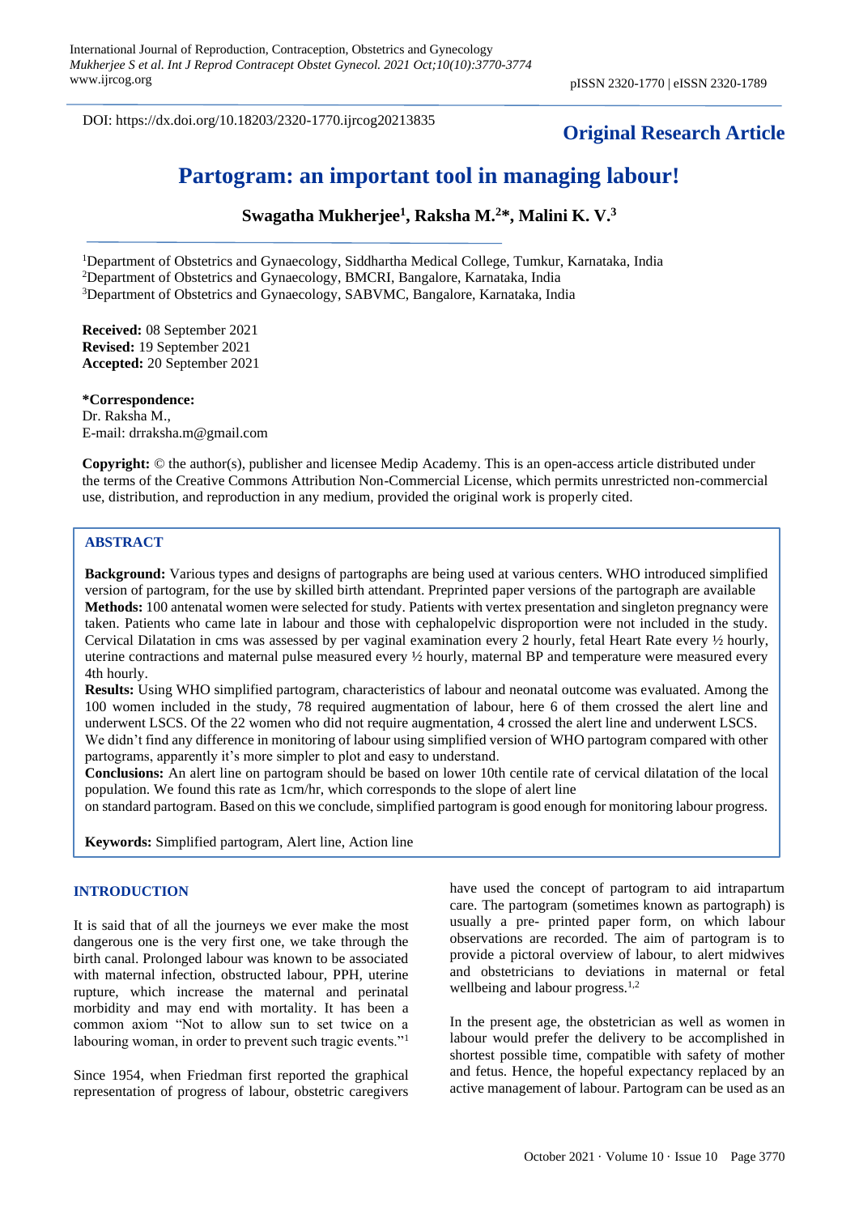DOI: https://dx.doi.org/10.18203/2320-1770.ijrcog20213835

**Original Research Article**

# Partogram: an important tool in managing labour!

**Swagatha Mukherjee[1], Raksha M.[2]*, Malini K. V.[3]**

[1]Department of Obstetrics and Gynaecology, Siddhartha Medical College, Tumkur, Karnataka, India
[2]Department of Obstetrics and Gynaecology, BMCRI, Bangalore, Karnataka, India
[3]Department of Obstetrics and Gynaecology, SABVMC, Bangalore, Karnataka, India

**Received:** 08 September 2021
**Revised:** 19 September 2021
**Accepted:** 20 September 2021

***Correspondence:**
Dr. Raksha M.,
E-mail: drraksha.m@gmail.com

**Copyright:** © the author(s), publisher and licensee Medip Academy. This is an open-access article distributed under the terms of the Creative Commons Attribution Non-Commercial License, which permits unrestricted non-commercial use, distribution, and reproduction in any medium, provided the original work is properly cited.

## ABSTRACT

**Background:** Various types and designs of partographs are being used at various centers. WHO introduced simplified version of partogram, for the use by skilled birth attendant. Preprinted paper versions of the partograph are available

**Methods:** 100 antenatal women were selected for study. Patients with vertex presentation and singleton pregnancy were taken. Patients who came late in labour and those with cephalopelvic disproportion were not included in the study. Cervical Dilatation in cms was assessed by per vaginal examination every 2 hourly, fetal Heart Rate every ½ hourly, uterine contractions and maternal pulse measured every ½ hourly, maternal BP and temperature were measured every 4th hourly.

**Results:** Using WHO simplified partogram, characteristics of labour and neonatal outcome was evaluated. Among the 100 women included in the study, 78 required augmentation of labour, here 6 of them crossed the alert line and underwent LSCS. Of the 22 women who did not require augmentation, 4 crossed the alert line and underwent LSCS. We didn't find any difference in monitoring of labour using simplified version of WHO partogram compared with other partograms, apparently it's more simpler to plot and easy to understand.

**Conclusions:** An alert line on partogram should be based on lower 10th centile rate of cervical dilatation of the local population. We found this rate as 1cm/hr, which corresponds to the slope of alert line on standard partogram. Based on this we conclude, simplified partogram is good enough for monitoring labour progress.

**Keywords:** Simplified partogram, Alert line, Action line

## INTRODUCTION

It is said that of all the journeys we ever make the most dangerous one is the very first one, we take through the birth canal. Prolonged labour was known to be associated with maternal infection, obstructed labour, PPH, uterine rupture, which increase the maternal and perinatal morbidity and may end with mortality. It has been a common axiom "Not to allow sun to set twice on a labouring woman, in order to prevent such tragic events."[1]

Since 1954, when Friedman first reported the graphical representation of progress of labour, obstetric caregivers have used the concept of partogram to aid intrapartum care. The partogram (sometimes known as partograph) is usually a pre- printed paper form, on which labour observations are recorded. The aim of partogram is to provide a pictoral overview of labour, to alert midwives and obstetricians to deviations in maternal or fetal wellbeing and labour progress.[1,2]

In the present age, the obstetrician as well as women in labour would prefer the delivery to be accomplished in shortest possible time, compatible with safety of mother and fetus. Hence, the hopeful expectancy replaced by an active management of labour. Partogram can be used as an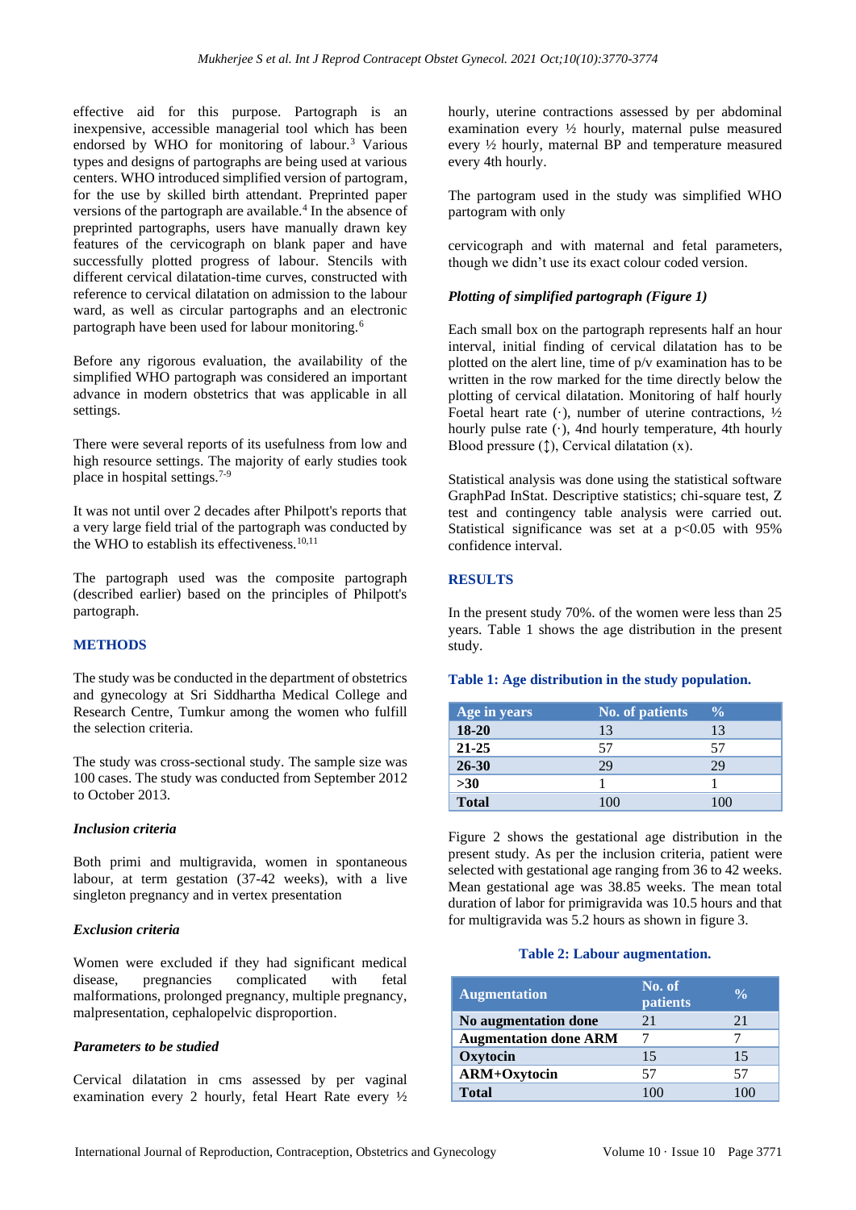effective aid for this purpose. Partograph is an inexpensive, accessible managerial tool which has been endorsed by WHO for monitoring of labour.[3] Various types and designs of partographs are being used at various centers. WHO introduced simplified version of partogram, for the use by skilled birth attendant. Preprinted paper versions of the partograph are available.[4] In the absence of preprinted partographs, users have manually drawn key features of the cervicograph on blank paper and have successfully plotted progress of labour. Stencils with different cervical dilatation-time curves, constructed with reference to cervical dilatation on admission to the labour ward, as well as circular partographs and an electronic partograph have been used for labour monitoring.[6]

Before any rigorous evaluation, the availability of the simplified WHO partograph was considered an important advance in modern obstetrics that was applicable in all settings.

There were several reports of its usefulness from low and high resource settings. The majority of early studies took place in hospital settings.[7-9]

It was not until over 2 decades after Philpott's reports that a very large field trial of the partograph was conducted by the WHO to establish its effectiveness.[10,11]

The partograph used was the composite partograph (described earlier) based on the principles of Philpott's partograph.

## METHODS

The study was be conducted in the department of obstetrics and gynecology at Sri Siddhartha Medical College and Research Centre, Tumkur among the women who fulfill the selection criteria.

The study was cross-sectional study. The sample size was 100 cases. The study was conducted from September 2012 to October 2013.

### *Inclusion criteria*

Both primi and multigravida, women in spontaneous labour, at term gestation (37-42 weeks), with a live singleton pregnancy and in vertex presentation

### *Exclusion criteria*

Women were excluded if they had significant medical disease, pregnancies complicated with fetal malformations, prolonged pregnancy, multiple pregnancy, malpresentation, cephalopelvic disproportion.

### *Parameters to be studied*

Cervical dilatation in cms assessed by per vaginal examination every 2 hourly, fetal Heart Rate every ½ hourly, uterine contractions assessed by per abdominal examination every ½ hourly, maternal pulse measured every ½ hourly, maternal BP and temperature measured every 4th hourly.

The partogram used in the study was simplified WHO partogram with only

cervicograph and with maternal and fetal parameters, though we didn't use its exact colour coded version.

### *Plotting of simplified partograph (Figure 1)*

Each small box on the partograph represents half an hour interval, initial finding of cervical dilatation has to be plotted on the alert line, time of p/v examination has to be written in the row marked for the time directly below the plotting of cervical dilatation. Monitoring of half hourly Foetal heart rate (·), number of uterine contractions, ½ hourly pulse rate (·), 4nd hourly temperature, 4th hourly Blood pressure (↕), Cervical dilatation (x).

Statistical analysis was done using the statistical software GraphPad InStat. Descriptive statistics; chi-square test, Z test and contingency table analysis were carried out. Statistical significance was set at a $p<0.05$ with 95% confidence interval.

## RESULTS

In the present study 70%. of the women were less than 25 years. Table 1 shows the age distribution in the present study.

**Table 1: Age distribution in the study population.**

| Age in years | No. of patients | % |
|---|---|---|
| **18-20** | 13 | 13 |
| **21-25** | 57 | 57 |
| **26-30** | 29 | 29 |
| **>30** | 1 | 1 |
| **Total** | 100 | 100 |

Figure 2 shows the gestational age distribution in the present study. As per the inclusion criteria, patient were selected with gestational age ranging from 36 to 42 weeks. Mean gestational age was 38.85 weeks. The mean total duration of labor for primigravida was 10.5 hours and that for multigravida was 5.2 hours as shown in figure 3.

**Table 2: Labour augmentation.**

| Augmentation | No. of patients | % |
|---|---|---|
| **No augmentation done** | 21 | 21 |
| **Augmentation done ARM** | 7 | 7 |
| **Oxytocin** | 15 | 15 |
| **ARM+Oxytocin** | 57 | 57 |
| **Total** | 100 | 100 |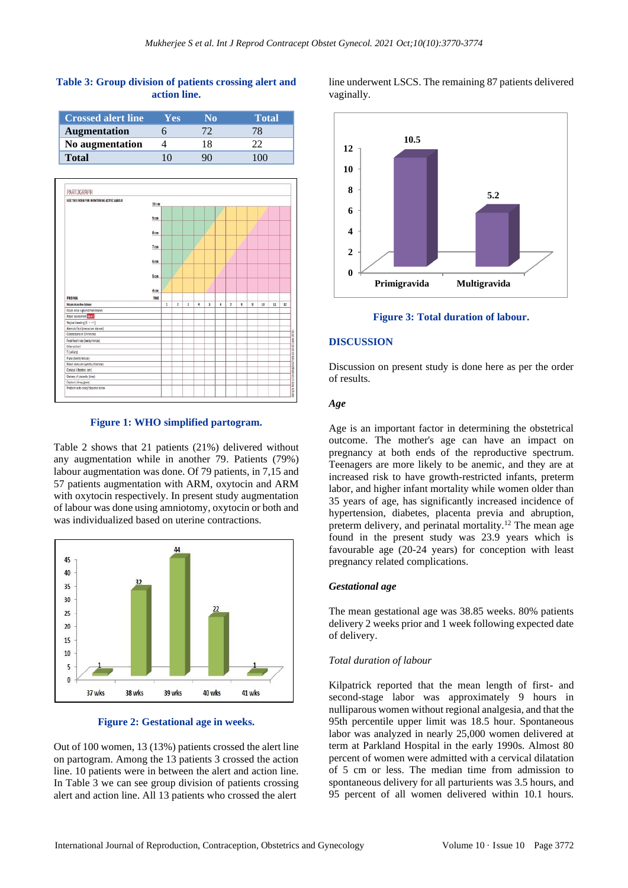**Table 3: Group division of patients crossing alert and action line.**

| Crossed alert line | Yes | No | Total |
|---|---|---|---|
| Augmentation | 6 | 72 | 78 |
| No augmentation | 4 | 18 | 22 |
| Total | 10 | 90 | 100 |

**Figure 1: WHO simplified partogram.**

Table 2 shows that 21 patients (21%) delivered without any augmentation while in another 79. Patients (79%) labour augmentation was done. Of 79 patients, in 7,15 and 57 patients augmentation with ARM, oxytocin and ARM with oxytocin respectively. In present study augmentation of labour was done using amniotomy, oxytocin or both and was individualized based on uterine contractions.

**Figure 2: Gestational age in weeks.**

Out of 100 women, 13 (13%) patients crossed the alert line on partogram. Among the 13 patients 3 crossed the action line. 10 patients were in between the alert and action line. In Table 3 we can see group division of patients crossing alert and action line. All 13 patients who crossed the alert line underwent LSCS. The remaining 87 patients delivered vaginally.

**Figure 3: Total duration of labour.**

## DISCUSSION

Discussion on present study is done here as per the order of results.

### *Age*

Age is an important factor in determining the obstetrical outcome. The mother's age can have an impact on pregnancy at both ends of the reproductive spectrum. Teenagers are more likely to be anemic, and they are at increased risk to have growth-restricted infants, preterm labor, and higher infant mortality while women older than 35 years of age, has significantly increased incidence of hypertension, diabetes, placenta previa and abruption, preterm delivery, and perinatal mortality.[12] The mean age found in the present study was 23.9 years which is favourable age (20-24 years) for conception with least pregnancy related complications.

### *Gestational age*

The mean gestational age was 38.85 weeks. 80% patients delivery 2 weeks prior and 1 week following expected date of delivery.

### *Total duration of labour*

Kilpatrick reported that the mean length of first- and second-stage labor was approximately 9 hours in nulliparous women without regional analgesia, and that the 95th percentile upper limit was 18.5 hour. Spontaneous labor was analyzed in nearly 25,000 women delivered at term at Parkland Hospital in the early 1990s. Almost 80 percent of women were admitted with a cervical dilatation of 5 cm or less. The median time from admission to spontaneous delivery for all parturients was 3.5 hours, and 95 percent of all women delivered within 10.1 hours.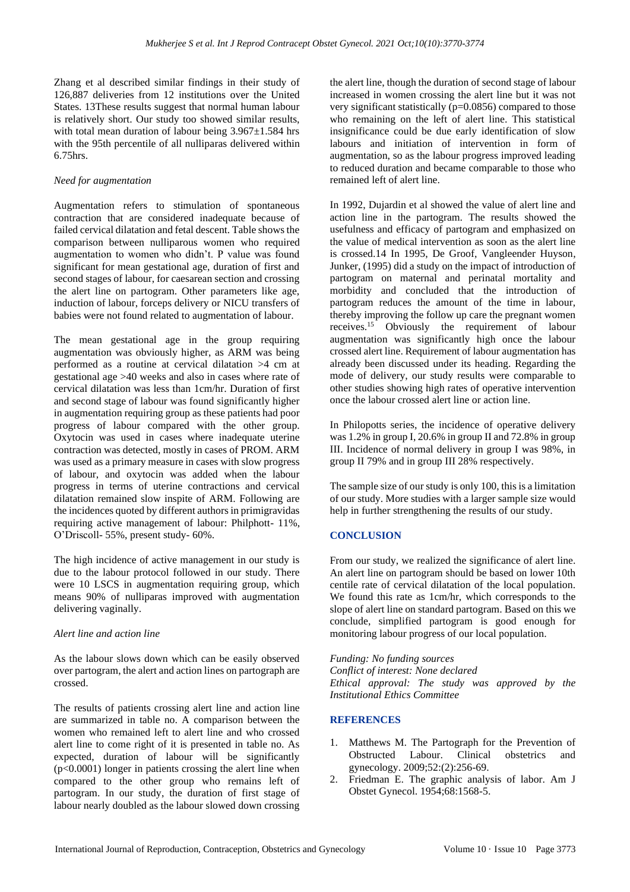Zhang et al described similar findings in their study of 126,887 deliveries from 12 institutions over the United States. 13These results suggest that normal human labour is relatively short. Our study too showed similar results, with total mean duration of labour being 3.967±1.584 hrs with the 95th percentile of all nulliparas delivered within 6.75hrs.

*Need for augmentation*

Augmentation refers to stimulation of spontaneous contraction that are considered inadequate because of failed cervical dilatation and fetal descent. Table shows the comparison between nulliparous women who required augmentation to women who didn't. P value was found significant for mean gestational age, duration of first and second stages of labour, for caesarean section and crossing the alert line on partogram. Other parameters like age, induction of labour, forceps delivery or NICU transfers of babies were not found related to augmentation of labour.

The mean gestational age in the group requiring augmentation was obviously higher, as ARM was being performed as a routine at cervical dilatation >4 cm at gestational age >40 weeks and also in cases where rate of cervical dilatation was less than 1cm/hr. Duration of first and second stage of labour was found significantly higher in augmentation requiring group as these patients had poor progress of labour compared with the other group. Oxytocin was used in cases where inadequate uterine contraction was detected, mostly in cases of PROM. ARM was used as a primary measure in cases with slow progress of labour, and oxytocin was added when the labour progress in terms of uterine contractions and cervical dilatation remained slow inspite of ARM. Following are the incidences quoted by different authors in primigravidas requiring active management of labour: Philphott- 11%, O'Driscoll- 55%, present study- 60%.

The high incidence of active management in our study is due to the labour protocol followed in our study. There were 10 LSCS in augmentation requiring group, which means 90% of nulliparas improved with augmentation delivering vaginally.

*Alert line and action line*

As the labour slows down which can be easily observed over partogram, the alert and action lines on partograph are crossed.

The results of patients crossing alert line and action line are summarized in table no. A comparison between the women who remained left to alert line and who crossed alert line to come right of it is presented in table no. As expected, duration of labour will be significantly ($p<0.0001$) longer in patients crossing the alert line when compared to the other group who remains left of partogram. In our study, the duration of first stage of labour nearly doubled as the labour slowed down crossing the alert line, though the duration of second stage of labour increased in women crossing the alert line but it was not very significant statistically ($p=0.0856$) compared to those who remaining on the left of alert line. This statistical insignificance could be due early identification of slow labours and initiation of intervention in form of augmentation, so as the labour progress improved leading to reduced duration and became comparable to those who remained left of alert line.

In 1992, Dujardin et al showed the value of alert line and action line in the partogram. The results showed the usefulness and efficacy of partogram and emphasized on the value of medical intervention as soon as the alert line is crossed.14 In 1995, De Groof, Vangleender Huyson, Junker, (1995) did a study on the impact of introduction of partogram on maternal and perinatal mortality and morbidity and concluded that the introduction of partogram reduces the amount of the time in labour, thereby improving the follow up care the pregnant women receives.[15] Obviously the requirement of labour augmentation was significantly high once the labour crossed alert line. Requirement of labour augmentation has already been discussed under its heading. Regarding the mode of delivery, our study results were comparable to other studies showing high rates of operative intervention once the labour crossed alert line or action line.

In Philopotts series, the incidence of operative delivery was 1.2% in group I, 20.6% in group II and 72.8% in group III. Incidence of normal delivery in group I was 98%, in group II 79% and in group III 28% respectively.

The sample size of our study is only 100, this is a limitation of our study. More studies with a larger sample size would help in further strengthening the results of our study.

## CONCLUSION

From our study, we realized the significance of alert line. An alert line on partogram should be based on lower 10th centile rate of cervical dilatation of the local population. We found this rate as 1cm/hr, which corresponds to the slope of alert line on standard partogram. Based on this we conclude, simplified partogram is good enough for monitoring labour progress of our local population.

*Funding: No funding sources*
*Conflict of interest: None declared*
*Ethical approval: The study was approved by the Institutional Ethics Committee*

## REFERENCES

1. Matthews M. The Partograph for the Prevention of Obstructed Labour. Clinical obstetrics and gynecology. 2009;52:(2):256-69.
2. Friedman E. The graphic analysis of labor. Am J Obstet Gynecol. 1954;68:1568-5.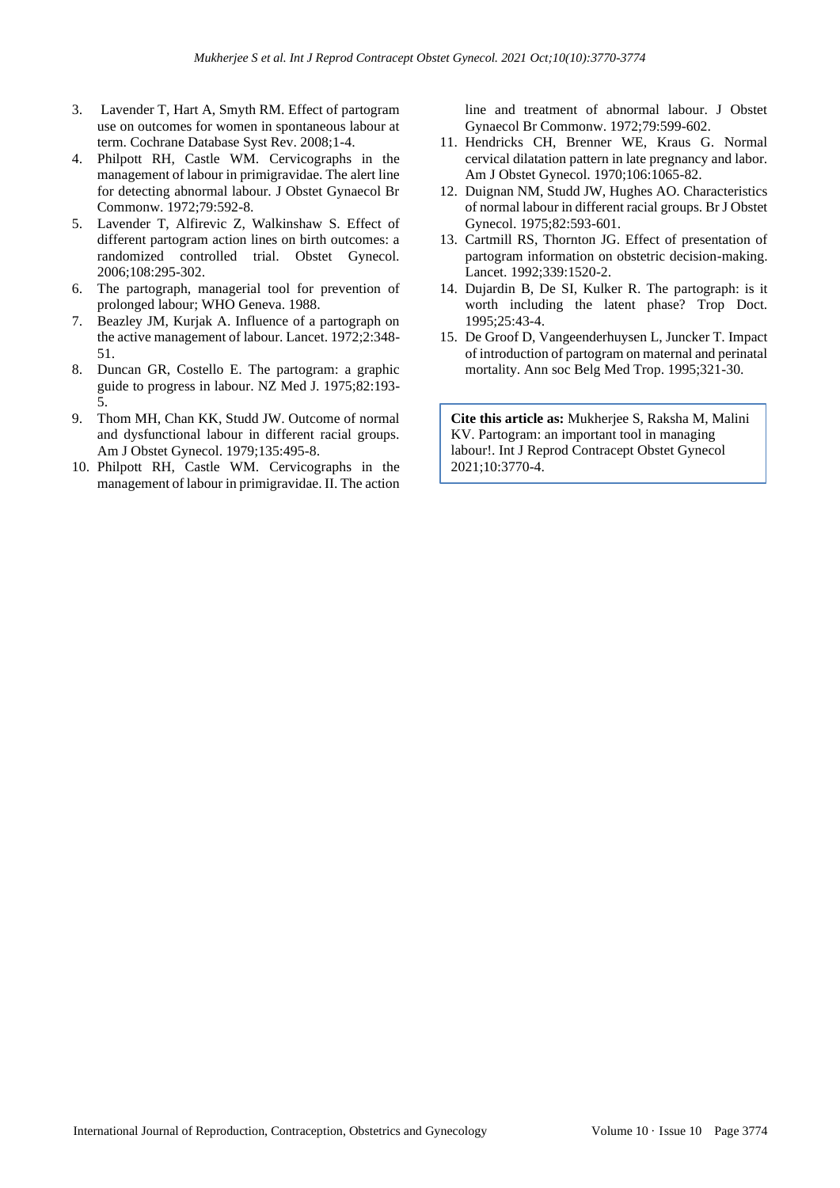3. Lavender T, Hart A, Smyth RM. Effect of partogram use on outcomes for women in spontaneous labour at term. Cochrane Database Syst Rev. 2008;1-4.
4. Philpott RH, Castle WM. Cervicographs in the management of labour in primigravidae. The alert line for detecting abnormal labour. J Obstet Gynaecol Br Commonw. 1972;79:592-8.
5. Lavender T, Alfirevic Z, Walkinshaw S. Effect of different partogram action lines on birth outcomes: a randomized controlled trial. Obstet Gynecol. 2006;108:295-302.
6. The partograph, managerial tool for prevention of prolonged labour; WHO Geneva. 1988.
7. Beazley JM, Kurjak A. Influence of a partograph on the active management of labour. Lancet. 1972;2:348-51.
8. Duncan GR, Costello E. The partogram: a graphic guide to progress in labour. NZ Med J. 1975;82:193-5.
9. Thom MH, Chan KK, Studd JW. Outcome of normal and dysfunctional labour in different racial groups. Am J Obstet Gynecol. 1979;135:495-8.
10. Philpott RH, Castle WM. Cervicographs in the management of labour in primigravidae. II. The action line and treatment of abnormal labour. J Obstet Gynaecol Br Commonw. 1972;79:599-602.
11. Hendricks CH, Brenner WE, Kraus G. Normal cervical dilatation pattern in late pregnancy and labor. Am J Obstet Gynecol. 1970;106:1065-82.
12. Duignan NM, Studd JW, Hughes AO. Characteristics of normal labour in different racial groups. Br J Obstet Gynecol. 1975;82:593-601.
13. Cartmill RS, Thornton JG. Effect of presentation of partogram information on obstetric decision-making. Lancet. 1992;339:1520-2.
14. Dujardin B, De SI, Kulker R. The partograph: is it worth including the latent phase? Trop Doct. 1995;25:43-4.
15. De Groof D, Vangeenderhuysen L, Juncker T. Impact of introduction of partogram on maternal and perinatal mortality. Ann soc Belg Med Trop. 1995;321-30.

**Cite this article as:** Mukherjee S, Raksha M, Malini KV. Partogram: an important tool in managing labour!. Int J Reprod Contracept Obstet Gynecol 2021;10:3770-4.